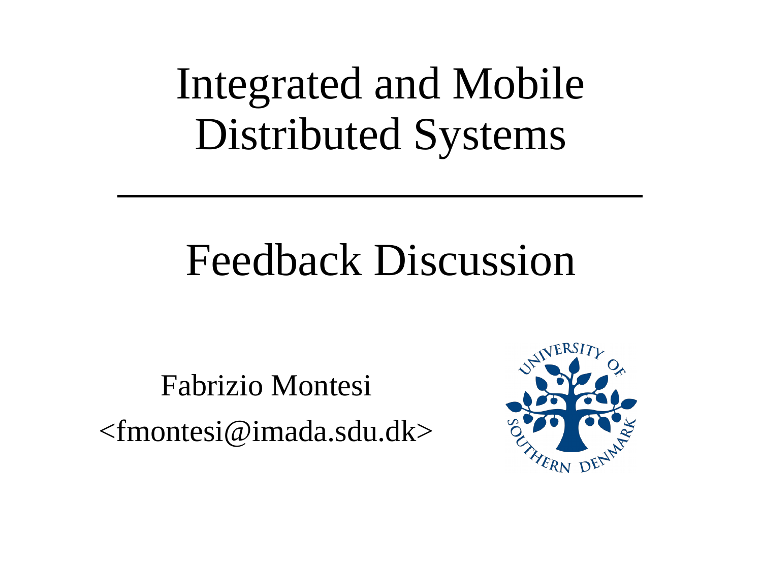# Integrated and Mobile Distributed Systems

## Feedback Discussion

Fabrizio Montesi

<fmontesi@imada.sdu.dk>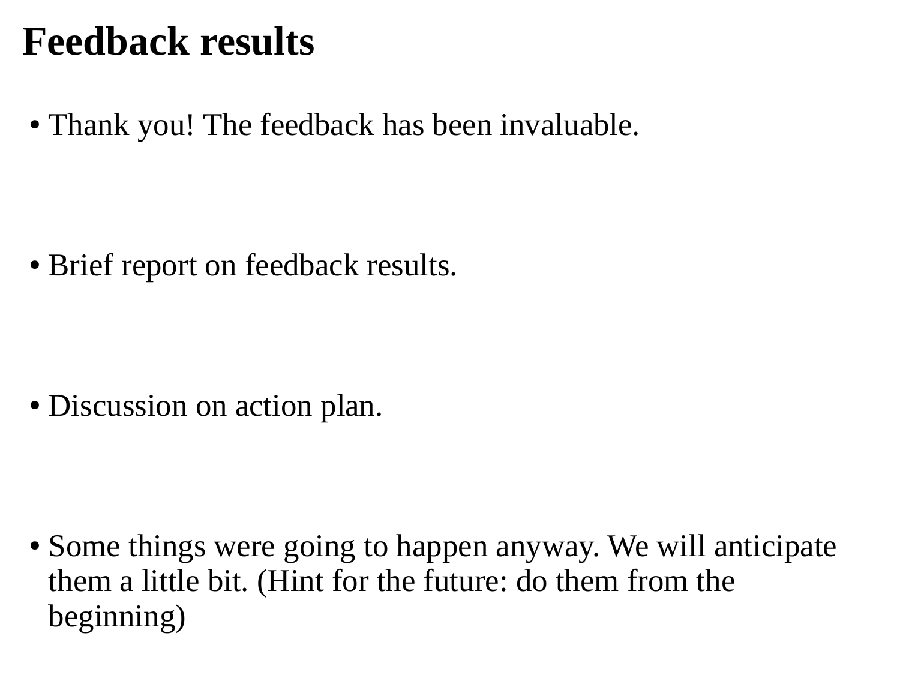# Feedback results

- Thank you! The feedback has been invaluable.
- Brief report on feedback results.
- Discussion on action plan.
- Some things were going to happen anyway. We will anticipate them a little bit. (Hint for the future: do them from the beginning)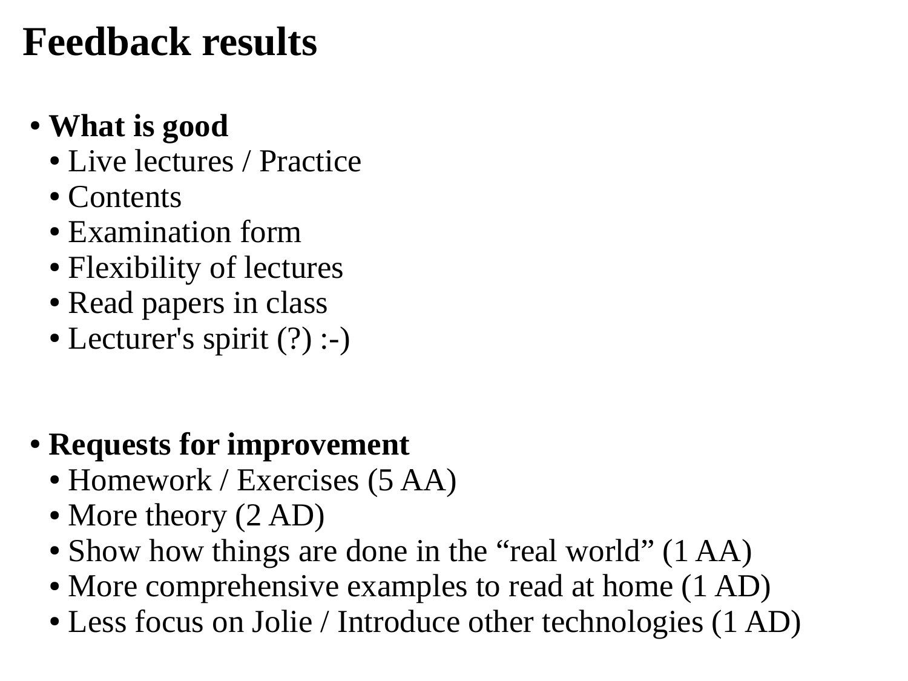# Feedback results

- **What is good**
  - Live lectures / Practice
  - Contents
  - Examination form
  - Flexibility of lectures
  - Read papers in class
  - Lecturer's spirit (?) :-)

- **Requests for improvement**
  - Homework / Exercises (5 AA)
  - More theory (2 AD)
  - Show how things are done in the "real world" (1 AA)
  - More comprehensive examples to read at home (1 AD)
  - Less focus on Jolie / Introduce other technologies (1 AD)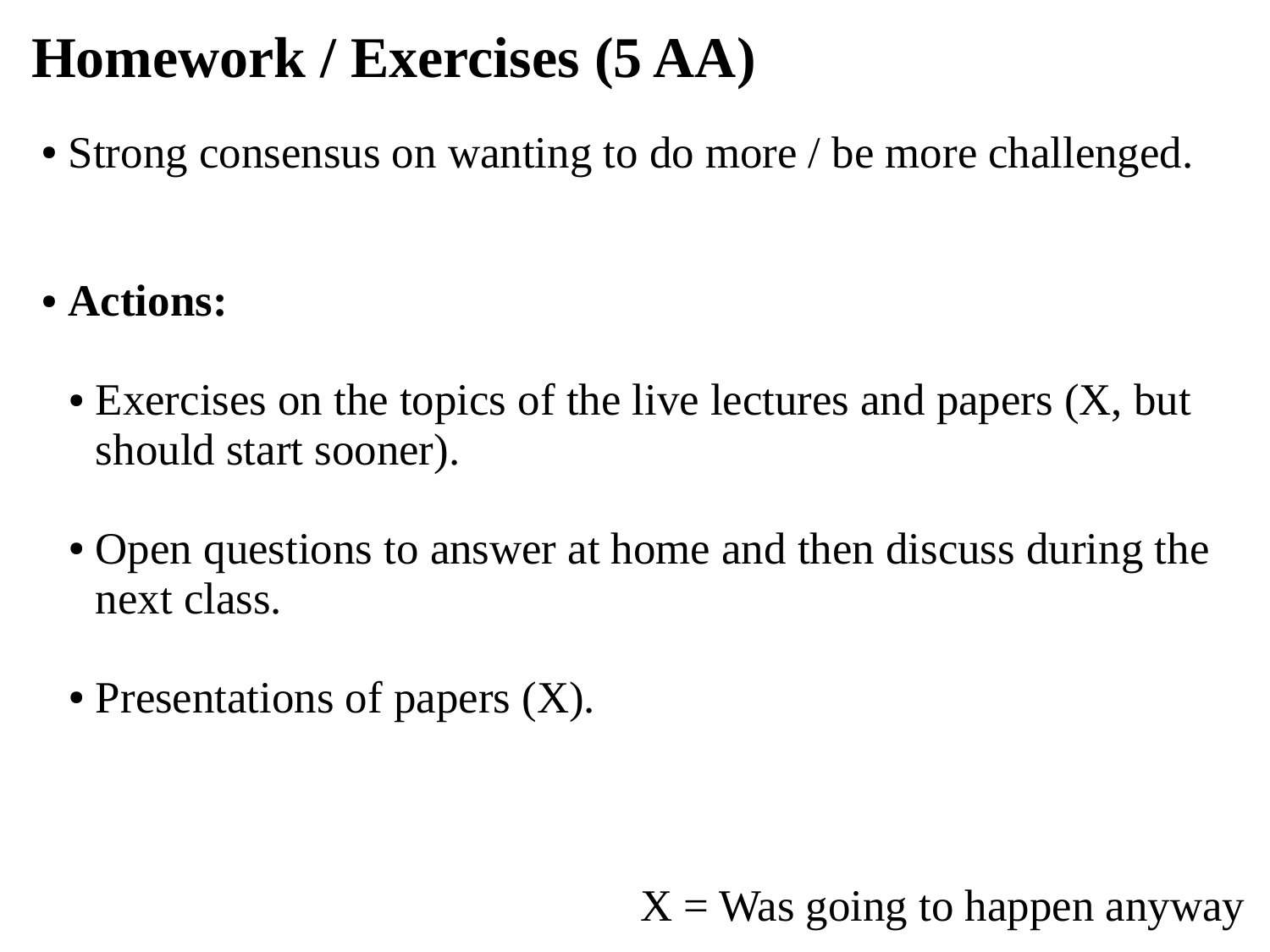# Homework / Exercises (5 AA)

- Strong consensus on wanting to do more / be more challenged.

- **Actions:**
  - Exercises on the topics of the live lectures and papers (X, but should start sooner).
  - Open questions to answer at home and then discuss during the next class.
  - Presentations of papers (X).

X = Was going to happen anyway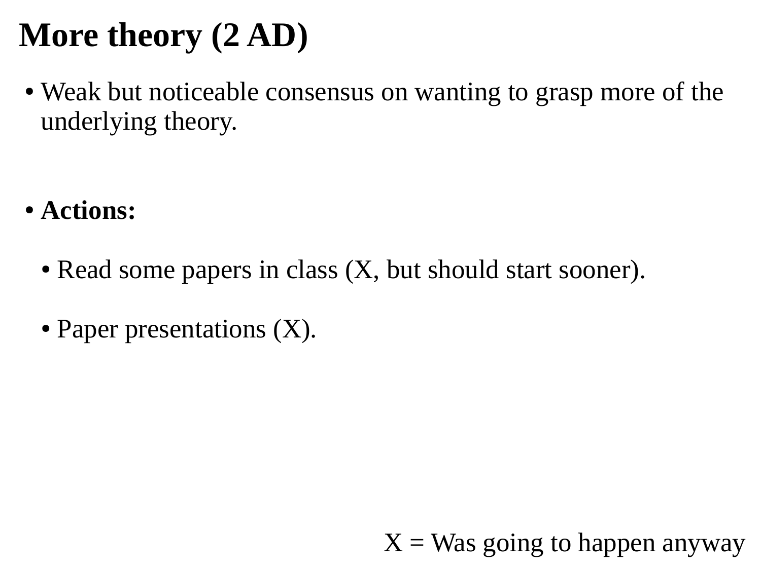# More theory (2 AD)

- Weak but noticeable consensus on wanting to grasp more of the underlying theory.

- **Actions:**
  - Read some papers in class (X, but should start sooner).
  - Paper presentations (X).

X = Was going to happen anyway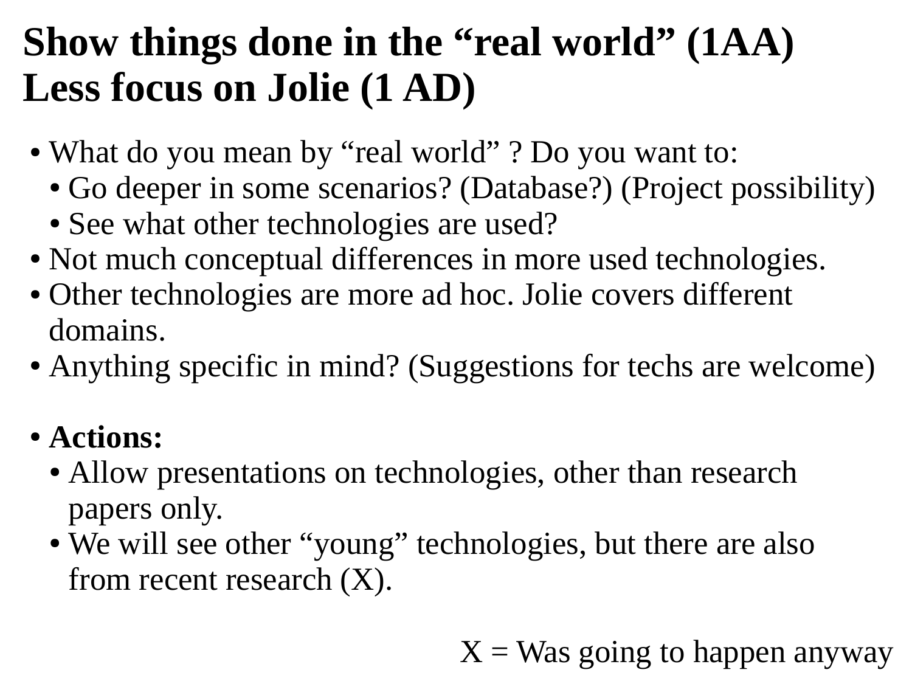# Show things done in the “real world” (1AA)
# Less focus on Jolie (1 AD)

- What do you mean by “real world” ? Do you want to:
  - Go deeper in some scenarios? (Database?) (Project possibility)
  - See what other technologies are used?
- Not much conceptual differences in more used technologies.
- Other technologies are more ad hoc. Jolie covers different domains.
- Anything specific in mind? (Suggestions for techs are welcome)

- **Actions:**
  - Allow presentations on technologies, other than research papers only.
  - We will see other “young” technologies, but there are also from recent research (X).

X = Was going to happen anyway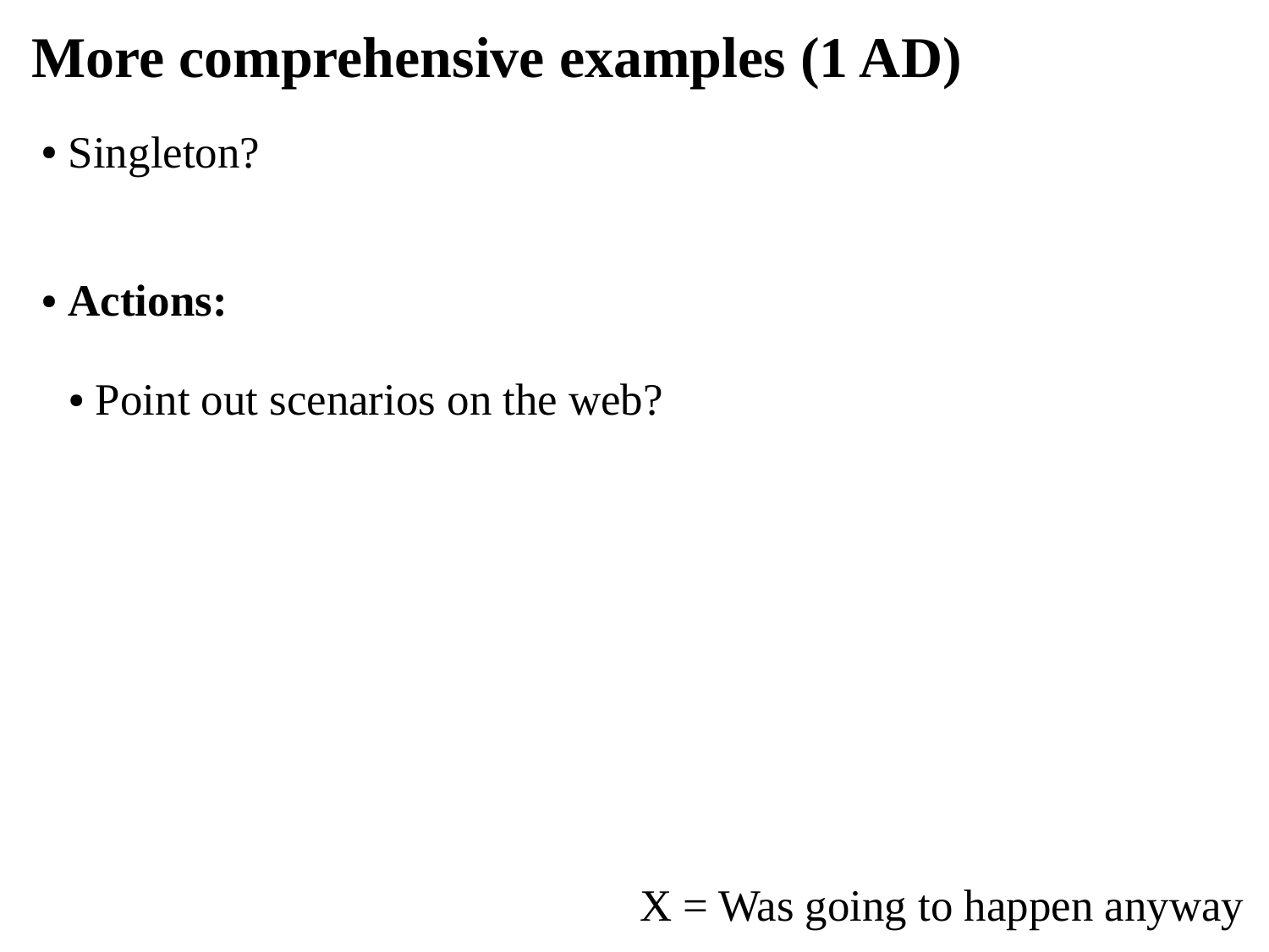# More comprehensive examples (1 AD)

- Singleton?

- **Actions:**
  - Point out scenarios on the web?

X = Was going to happen anyway